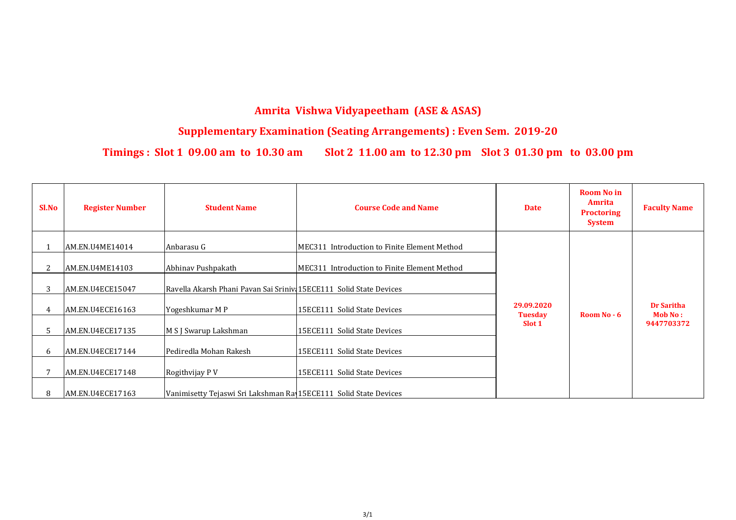# Amrita Vishwa Vidyapeetham (ASE & ASAS)

## Supplementary Examination (Seating Arrangements) : Even Sem. 2019-20

### Timings : Slot 1 09.00 am to 10.30 am    Slot 2 11.00 am to 12.30 pm    Slot 3 01.30 pm to 03.00 pm

| Sl.No | Register Number | Student Name | Course Code and Name | Date | Room No in Amrita Proctoring System | Faculty Name |
|---|---|---|---|---|---|---|
| 1 | AM.EN.U4ME14014 | Anbarasu G | MEC311 Introduction to Finite Element Method | 29.09.2020 Tuesday Slot 1 | Room No - 6 | Dr Saritha Mob No : 9447703372 |
| 2 | AM.EN.U4ME14103 | Abhinav Pushpakath | MEC311 Introduction to Finite Element Method | | | |
| 3 | AM.EN.U4ECE15047 | Ravella Akarsh Phani Pavan Sai Sriniva | 15ECE111 Solid State Devices | | | |
| 4 | AM.EN.U4ECE16163 | Yogeshkumar M P | 15ECE111 Solid State Devices | | | |
| 5 | AM.EN.U4ECE17135 | M S J Swarup Lakshman | 15ECE111 Solid State Devices | | | |
| 6 | AM.EN.U4ECE17144 | Pediredla Mohan Rakesh | 15ECE111 Solid State Devices | | | |
| 7 | AM.EN.U4ECE17148 | Rogithvijay P V | 15ECE111 Solid State Devices | | | |
| 8 | AM.EN.U4ECE17163 | Vanimisetty Tejaswi Sri Lakshman Ra | 15ECE111 Solid State Devices | | | |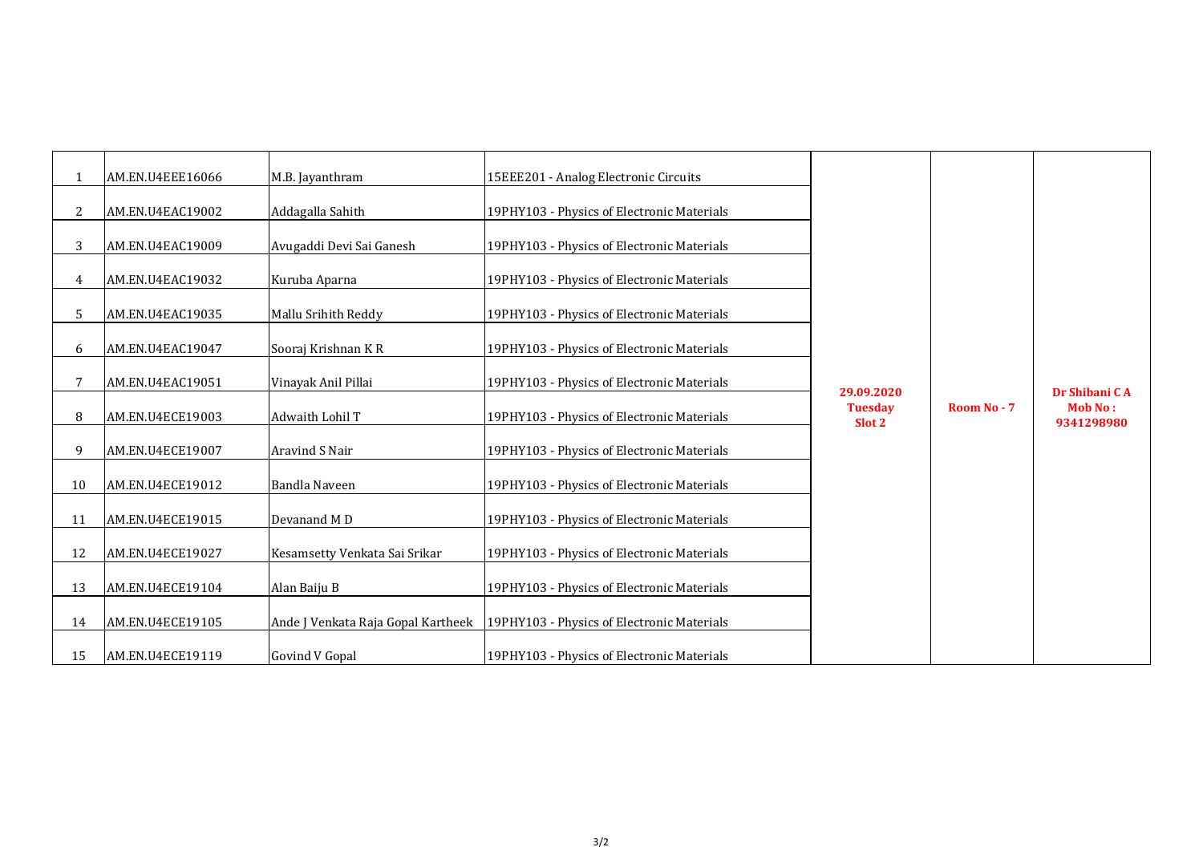| | | | | | | |
|---|---|---|---|---|---|---|
| 1 | AM.EN.U4EEE16066 | M.B. Jayanthram | 15EEE201 - Analog Electronic Circuits | **29.09.2020 Tuesday Slot 2** | **Room No - 7** | **Dr Shibani C A Mob No : 9341298980** |
| 2 | AM.EN.U4EAC19002 | Addagalla Sahith | 19PHY103 - Physics of Electronic Materials | | | |
| 3 | AM.EN.U4EAC19009 | Avugaddi Devi Sai Ganesh | 19PHY103 - Physics of Electronic Materials | | | |
| 4 | AM.EN.U4EAC19032 | Kuruba Aparna | 19PHY103 - Physics of Electronic Materials | | | |
| 5 | AM.EN.U4EAC19035 | Mallu Srihith Reddy | 19PHY103 - Physics of Electronic Materials | | | |
| 6 | AM.EN.U4EAC19047 | Sooraj Krishnan K R | 19PHY103 - Physics of Electronic Materials | | | |
| 7 | AM.EN.U4EAC19051 | Vinayak Anil Pillai | 19PHY103 - Physics of Electronic Materials | | | |
| 8 | AM.EN.U4ECE19003 | Adwaith Lohil T | 19PHY103 - Physics of Electronic Materials | | | |
| 9 | AM.EN.U4ECE19007 | Aravind S Nair | 19PHY103 - Physics of Electronic Materials | | | |
| 10 | AM.EN.U4ECE19012 | Bandla Naveen | 19PHY103 - Physics of Electronic Materials | | | |
| 11 | AM.EN.U4ECE19015 | Devanand M D | 19PHY103 - Physics of Electronic Materials | | | |
| 12 | AM.EN.U4ECE19027 | Kesamsetty Venkata Sai Srikar | 19PHY103 - Physics of Electronic Materials | | | |
| 13 | AM.EN.U4ECE19104 | Alan Baiju B | 19PHY103 - Physics of Electronic Materials | | | |
| 14 | AM.EN.U4ECE19105 | Ande J Venkata Raja Gopal Kartheek | 19PHY103 - Physics of Electronic Materials | | | |
| 15 | AM.EN.U4ECE19119 | Govind V Gopal | 19PHY103 - Physics of Electronic Materials | | | |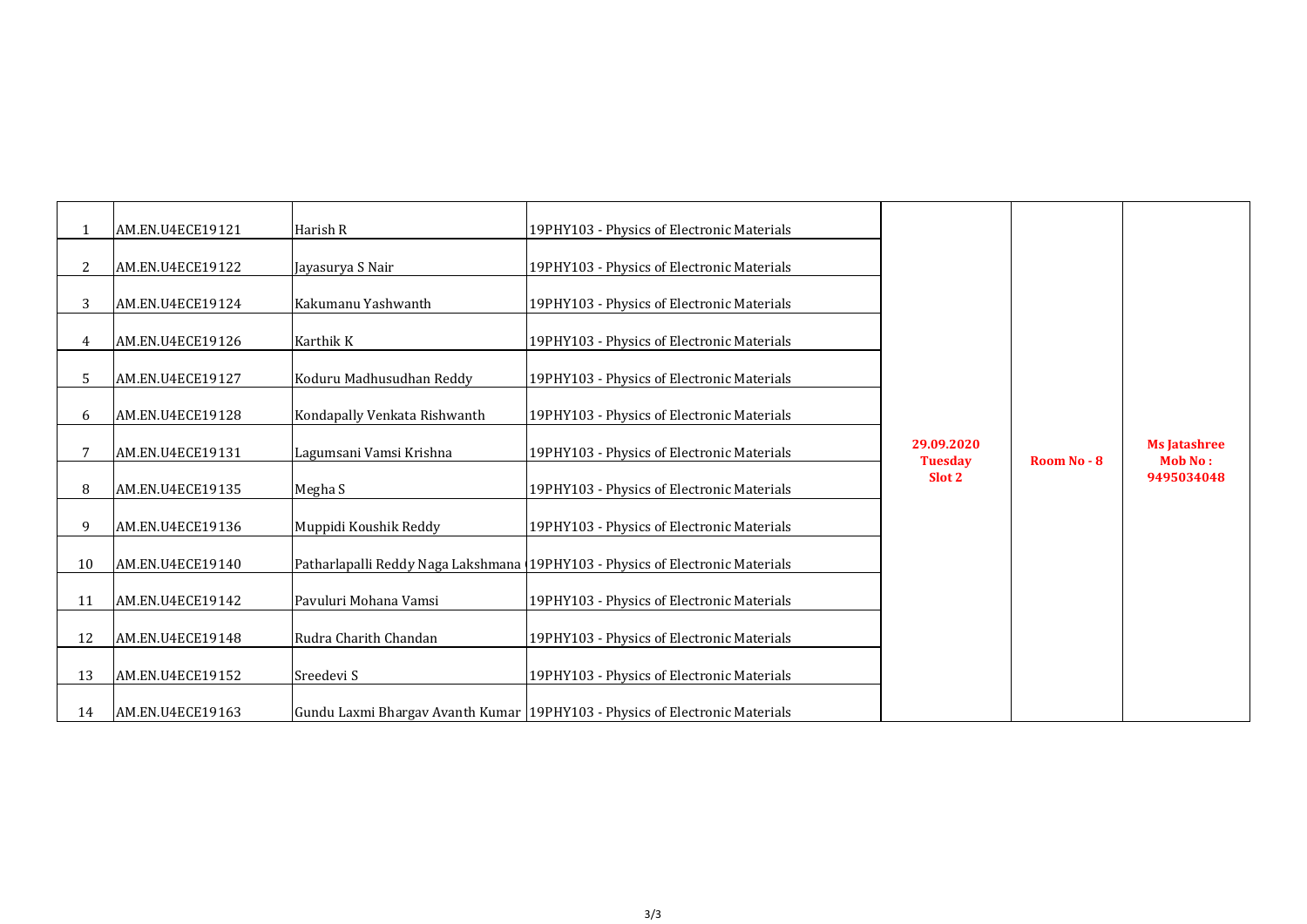| | | | | | | |
|---|---|---|---|---|---|---|
| 1 | AM.EN.U4ECE19121 | Harish R | 19PHY103 - Physics of Electronic Materials | **29.09.2020 Tuesday Slot 2** | **Room No - 8** | **Ms Jatashree Mob No : 9495034048** |
| 2 | AM.EN.U4ECE19122 | Jayasurya S Nair | 19PHY103 - Physics of Electronic Materials | | | |
| 3 | AM.EN.U4ECE19124 | Kakumanu Yashwanth | 19PHY103 - Physics of Electronic Materials | | | |
| 4 | AM.EN.U4ECE19126 | Karthik K | 19PHY103 - Physics of Electronic Materials | | | |
| 5 | AM.EN.U4ECE19127 | Koduru Madhusudhan Reddy | 19PHY103 - Physics of Electronic Materials | | | |
| 6 | AM.EN.U4ECE19128 | Kondapally Venkata Rishwanth | 19PHY103 - Physics of Electronic Materials | | | |
| 7 | AM.EN.U4ECE19131 | Lagumsani Vamsi Krishna | 19PHY103 - Physics of Electronic Materials | | | |
| 8 | AM.EN.U4ECE19135 | Megha S | 19PHY103 - Physics of Electronic Materials | | | |
| 9 | AM.EN.U4ECE19136 | Muppidi Koushik Reddy | 19PHY103 - Physics of Electronic Materials | | | |
| 10 | AM.EN.U4ECE19140 | Patharlapalli Reddy Naga Lakshmana | 19PHY103 - Physics of Electronic Materials | | | |
| 11 | AM.EN.U4ECE19142 | Pavuluri Mohana Vamsi | 19PHY103 - Physics of Electronic Materials | | | |
| 12 | AM.EN.U4ECE19148 | Rudra Charith Chandan | 19PHY103 - Physics of Electronic Materials | | | |
| 13 | AM.EN.U4ECE19152 | Sreedevi S | 19PHY103 - Physics of Electronic Materials | | | |
| 14 | AM.EN.U4ECE19163 | Gundu Laxmi Bhargav Avanth Kumar | 19PHY103 - Physics of Electronic Materials | | | |